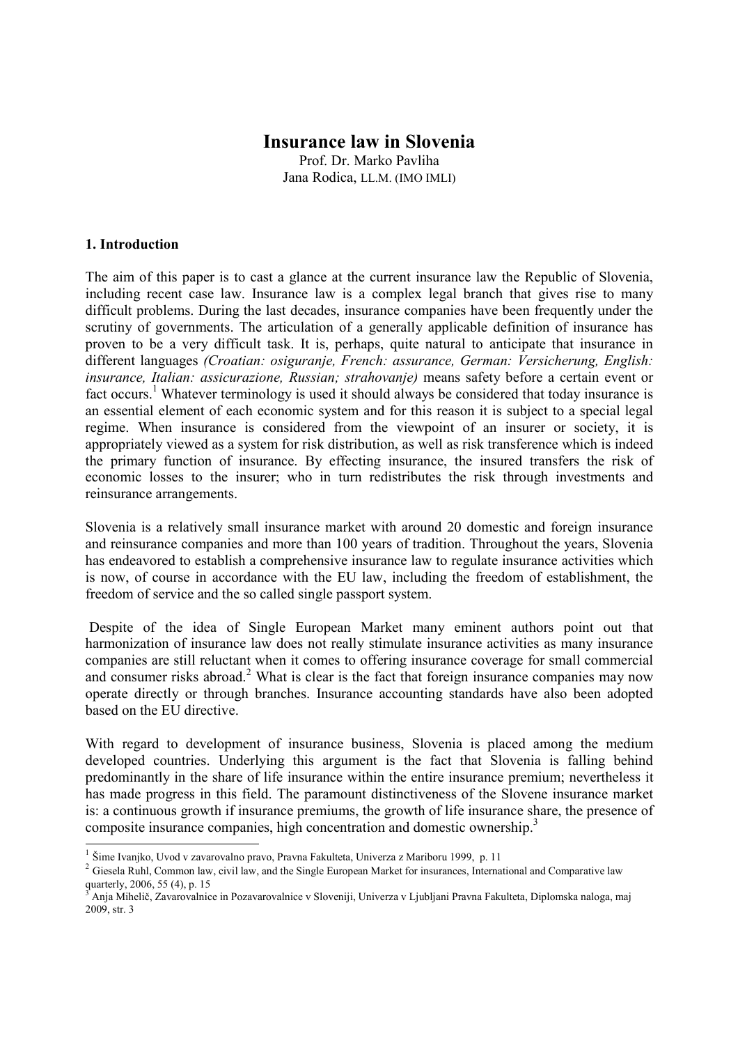# Insurance law in Slovenia

Prof. Dr. Marko Pavliha
Jana Rodica, LL.M. (IMO IMLI)

## 1. Introduction

The aim of this paper is to cast a glance at the current insurance law the Republic of Slovenia, including recent case law. Insurance law is a complex legal branch that gives rise to many difficult problems. During the last decades, insurance companies have been frequently under the scrutiny of governments. The articulation of a generally applicable definition of insurance has proven to be a very difficult task. It is, perhaps, quite natural to anticipate that insurance in different languages *(Croatian: osiguranje, French: assurance, German: Versicherung, English: insurance, Italian: assicurazione, Russian; strahovanje)* means safety before a certain event or fact occurs.[1] Whatever terminology is used it should always be considered that today insurance is an essential element of each economic system and for this reason it is subject to a special legal regime. When insurance is considered from the viewpoint of an insurer or society, it is appropriately viewed as a system for risk distribution, as well as risk transference which is indeed the primary function of insurance. By effecting insurance, the insured transfers the risk of economic losses to the insurer; who in turn redistributes the risk through investments and reinsurance arrangements.

Slovenia is a relatively small insurance market with around 20 domestic and foreign insurance and reinsurance companies and more than 100 years of tradition. Throughout the years, Slovenia has endeavored to establish a comprehensive insurance law to regulate insurance activities which is now, of course in accordance with the EU law, including the freedom of establishment, the freedom of service and the so called single passport system.

Despite of the idea of Single European Market many eminent authors point out that harmonization of insurance law does not really stimulate insurance activities as many insurance companies are still reluctant when it comes to offering insurance coverage for small commercial and consumer risks abroad.[2] What is clear is the fact that foreign insurance companies may now operate directly or through branches. Insurance accounting standards have also been adopted based on the EU directive.

With regard to development of insurance business, Slovenia is placed among the medium developed countries. Underlying this argument is the fact that Slovenia is falling behind predominantly in the share of life insurance within the entire insurance premium; nevertheless it has made progress in this field. The paramount distinctiveness of the Slovene insurance market is: a continuous growth if insurance premiums, the growth of life insurance share, the presence of composite insurance companies, high concentration and domestic ownership.[3]

---

[1] Šime Ivanjko, Uvod v zavarovalno pravo, Pravna Fakulteta, Univerza z Mariboru 1999, p. 11

[2] Giesela Ruhl, Common law, civil law, and the Single European Market for insurances, International and Comparative law quarterly, 2006, 55 (4), p. 15

[3] Anja Mihelič, Zavarovalnice in Pozavarovalnice v Sloveniji, Univerza v Ljubljani Pravna Fakulteta, Diplomska naloga, maj 2009, str. 3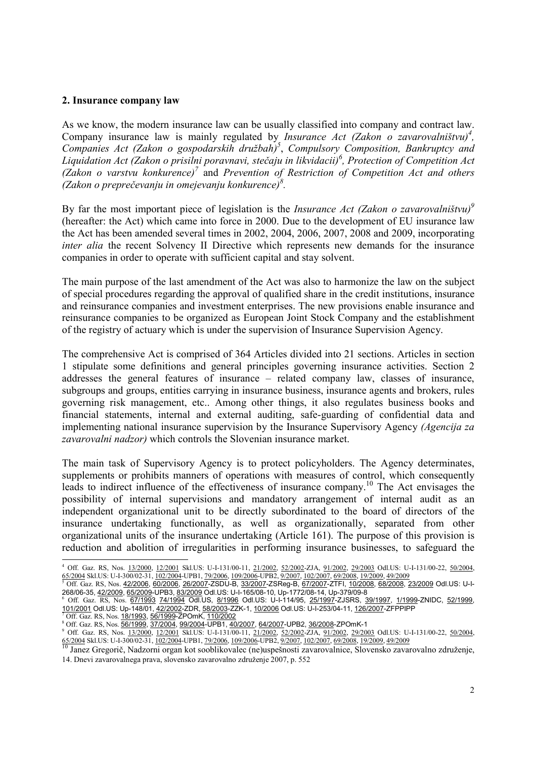## 2. Insurance company law

As we know, the modern insurance law can be usually classified into company and contract law. Company insurance law is mainly regulated by *Insurance Act (Zakon o zavarovalništvu)*[4], *Companies Act (Zakon o gospodarskih družbah)*[5], *Compulsory Composition, Bankruptcy and Liquidation Act (Zakon o prisilni poravnavi, stečaju in likvidacii)*[6], *Protection of Competition Act (Zakon o varstvu konkurence)*[7] and *Prevention of Restriction of Competition Act and others (Zakon o preprečevanju in omejevanju konkurence)*[8].

By far the most important piece of legislation is the *Insurance Act (Zakon o zavarovalništvu)*[9] (hereafter: the Act) which came into force in 2000. Due to the development of EU insurance law the Act has been amended several times in 2002, 2004, 2006, 2007, 2008 and 2009, incorporating *inter alia* the recent Solvency II Directive which represents new demands for the insurance companies in order to operate with sufficient capital and stay solvent.

The main purpose of the last amendment of the Act was also to harmonize the law on the subject of special procedures regarding the approval of qualified share in the credit institutions, insurance and reinsurance companies and investment enterprises. The new provisions enable insurance and reinsurance companies to be organized as European Joint Stock Company and the establishment of the registry of actuary which is under the supervision of Insurance Supervision Agency.

The comprehensive Act is comprised of 364 Articles divided into 21 sections. Articles in section 1 stipulate some definitions and general principles governing insurance activities. Section 2 addresses the general features of insurance – related company law, classes of insurance, subgroups and groups, entities carrying in insurance business, insurance agents and brokers, rules governing risk management, etc.. Among other things, it also regulates business books and financial statements, internal and external auditing, safe-guarding of confidential data and implementing national insurance supervision by the Insurance Supervisory Agency *(Agencija za zavarovalni nadzor)* which controls the Slovenian insurance market.

The main task of Supervisory Agency is to protect policyholders. The Agency determinates, supplements or prohibits manners of operations with measures of control, which consequently leads to indirect influence of the effectiveness of insurance company.[10] The Act envisages the possibility of internal supervisions and mandatory arrangement of internal audit as an independent organizational unit to be directly subordinated to the board of directors of the insurance undertaking functionally, as well as organizationally, separated from other organizational units of the insurance undertaking (Article 161). The purpose of this provision is reduction and abolition of irregularities in performing insurance businesses, to safeguard the

---

[4] Off. Gaz. RS, Nos. 13/2000, 12/2001 Skl.US: U-I-131/00-11, 21/2002, 52/2002-ZJA, 91/2002, 29/2003 Odl.US: U-I-131/00-22, 50/2004, 65/2004 Skl.US: U-I-300/02-31, 102/2004-UPB1, 79/2006, 109/2006-UPB2, 9/2007, 102/2007, 69/2008, 19/2009, 49/2009

[5] Off. Gaz. RS, Nos. 42/2006, 60/2006, 26/2007-ZSDU-B, 33/2007-ZSReg-B, 67/2007-ZTFI, 10/2008, 68/2008, 23/2009 Odl.US: U-I-268/06-35, 42/2009, 65/2009-UPB3, 83/2009 Odl.US: U-I-165/08-10, Up-1772/08-14, Up-379/09-8

[6] Off. Gaz. RS, Nos. 67/1993 74/1994 Odl.US, 8/1996 Odl.US: U-I-114/95, 25/1997-ZJSRS, 39/1997, 1/1999-ZNIDC, 52/1999, 101/2001 Odl.US: Up-148/01, 42/2002-ZDR, 58/2003-ZZK-1, 10/2006 Odl.US: U-I-253/04-11, 126/2007-ZFPPIPP

[7] Off. Gaz. RS, Nos. 18/1993, 56/1999-ZPOmK, 110/2002

[8] Off. Gaz. RS, Nos. 56/1999, 37/2004, 99/2004-UPB1, 40/2007, 64/2007-UPB2, 36/2008-ZPOmK-1

[9] Off. Gaz. RS, Nos. 13/2000, 12/2001 Skl.US: U-I-131/00-11, 21/2002, 52/2002-ZJA, 91/2002, 29/2003 Odl.US: U-I-131/00-22, 50/2004, 65/2004 Skl.US: U-I-300/02-31, 102/2004-UPB1, 79/2006, 109/2006-UPB2, 9/2007, 102/2007, 69/2008, 19/2009, 49/2009

[10] Janez Gregorič, Nadzorni organ kot sooblikovalec (ne)uspešnosti zavarovalnice, Slovensko zavarovalno združenje, 14. Dnevi zavarovalnega prava, slovensko zavarovalno združenje 2007, p. 552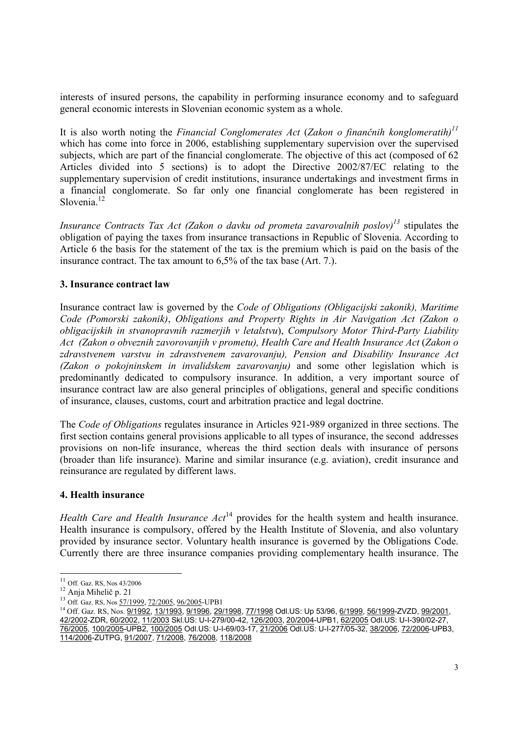interests of insured persons, the capability in performing insurance economy and to safeguard general economic interests in Slovenian economic system as a whole.

It is also worth noting the *Financial Conglomerates Act* (*Zakon o finančnih konglomeratih)*[11] which has come into force in 2006, establishing supplementary supervision over the supervised subjects, which are part of the financial conglomerate. The objective of this act (composed of 62 Articles divided into 5 sections) is to adopt the Directive 2002/87/EC relating to the supplementary supervision of credit institutions, insurance undertakings and investment firms in a financial conglomerate. So far only one financial conglomerate has been registered in Slovenia.[12]

*Insurance Contracts Tax Act (Zakon o davku od prometa zavarovalnih poslov)*[13] stipulates the obligation of paying the taxes from insurance transactions in Republic of Slovenia. According to Article 6 the basis for the statement of the tax is the premium which is paid on the basis of the insurance contract. The tax amount to 6,5% of the tax base (Art. 7.).

## 3. Insurance contract law

Insurance contract law is governed by the *Code of Obligations (Obligacijski zakonik), Maritime Code (Pomorski zakonik)*, *Obligations and Property Rights in Air Navigation Act (Zakon o obligacijskih in stvanopravnih razmerjih v letalstvu*), *Compulsory Motor Third-Party Liability Act (Zakon o obveznih zavorovanjih v prometu), Health Care and Health Insurance Act* (*Zakon o zdravstvenem varstvu in zdravstvenem zavarovanju), Pension and Disability Insurance Act (Zakon o pokojninskem in invalidskem zavarovanju)* and some other legislation which is predominantly dedicated to compulsory insurance. In addition, a very important source of insurance contract law are also general principles of obligations, general and specific conditions of insurance, clauses, customs, court and arbitration practice and legal doctrine.

The *Code of Obligations* regulates insurance in Articles 921-989 organized in three sections. The first section contains general provisions applicable to all types of insurance, the second addresses provisions on non-life insurance, whereas the third section deals with insurance of persons (broader than life insurance). Marine and similar insurance (e.g. aviation), credit insurance and reinsurance are regulated by different laws.

## 4. Health insurance

*Health Care and Health Insurance Act*[14] provides for the health system and health insurance. Health insurance is compulsory, offered by the Health Institute of Slovenia, and also voluntary provided by insurance sector. Voluntary health insurance is governed by the Obligations Code. Currently there are three insurance companies providing complementary health insurance. The

---

[11] Off. Gaz. RS, Nos 43/2006

[12] Anja Mihelič p. 21

[13] Off. Gaz. RS, Nos 57/1999, 72/2005, 96/2005-UPB1

[14] Off. Gaz. RS, Nos. 9/1992, 13/1993, 9/1996, 29/1998, 77/1998 Odl.US: Up 53/96, 6/1999, 56/1999-ZVZD, 99/2001, 42/2002-ZDR, 60/2002, 11/2003 Skl.US: U-I-279/00-42, 126/2003, 20/2004-UPB1, 62/2005 Odl.US: U-I-390/02-27, 76/2005, 100/2005-UPB2, 100/2005 Odl.US: U-I-69/03-17, 21/2006 Odl.US: U-I-277/05-32, 38/2006, 72/2006-UPB3, 114/2006-ZUTPG, 91/2007, 71/2008, 76/2008, 118/2008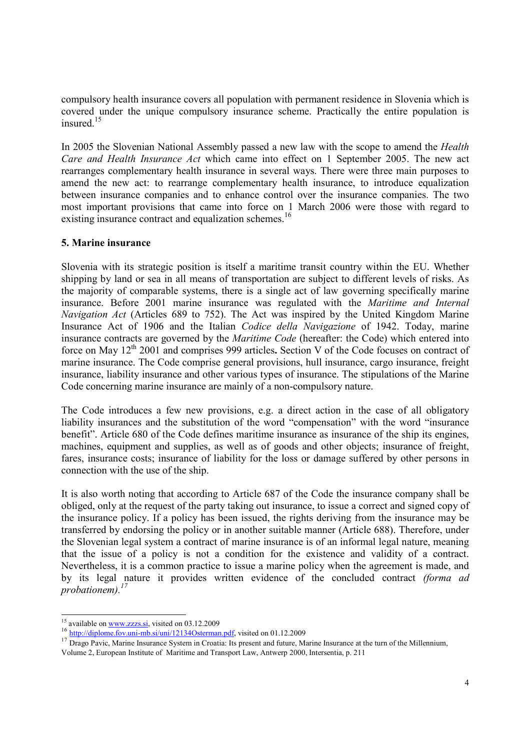compulsory health insurance covers all population with permanent residence in Slovenia which is covered under the unique compulsory insurance scheme. Practically the entire population is insured.[15]

In 2005 the Slovenian National Assembly passed a new law with the scope to amend the *Health Care and Health Insurance Act* which came into effect on 1 September 2005. The new act rearranges complementary health insurance in several ways. There were three main purposes to amend the new act: to rearrange complementary health insurance, to introduce equalization between insurance companies and to enhance control over the insurance companies. The two most important provisions that came into force on 1 March 2006 were those with regard to existing insurance contract and equalization schemes.[16]

### 5. Marine insurance

Slovenia with its strategic position is itself a maritime transit country within the EU. Whether shipping by land or sea in all means of transportation are subject to different levels of risks. As the majority of comparable systems, there is a single act of law governing specifically marine insurance. Before 2001 marine insurance was regulated with the *Maritime and Internal Navigation Act* (Articles 689 to 752). The Act was inspired by the United Kingdom Marine Insurance Act of 1906 and the Italian *Codice della Navigazione* of 1942. Today, marine insurance contracts are governed by the *Maritime Code* (hereafter: the Code) which entered into force on May 12th 2001 and comprises 999 articles**.** Section V of the Code focuses on contract of marine insurance. The Code comprise general provisions, hull insurance, cargo insurance, freight insurance, liability insurance and other various types of insurance. The stipulations of the Marine Code concerning marine insurance are mainly of a non-compulsory nature.

The Code introduces a few new provisions, e.g. a direct action in the case of all obligatory liability insurances and the substitution of the word "compensation" with the word "insurance benefit". Article 680 of the Code defines maritime insurance as insurance of the ship its engines, machines, equipment and supplies, as well as of goods and other objects; insurance of freight, fares, insurance costs; insurance of liability for the loss or damage suffered by other persons in connection with the use of the ship.

It is also worth noting that according to Article 687 of the Code the insurance company shall be obliged, only at the request of the party taking out insurance, to issue a correct and signed copy of the insurance policy. If a policy has been issued, the rights deriving from the insurance may be transferred by endorsing the policy or in another suitable manner (Article 688). Therefore, under the Slovenian legal system a contract of marine insurance is of an informal legal nature, meaning that the issue of a policy is not a condition for the existence and validity of a contract. Nevertheless, it is a common practice to issue a marine policy when the agreement is made, and by its legal nature it provides written evidence of the concluded contract *(forma ad probationem).*[17]

---

[15] available on www.zzzs.si, visited on 03.12.2009

[16] http://diplome.fov.uni-mb.si/uni/12134Osterman.pdf, visited on 01.12.2009

[17] Drago Pavic, Marine Insurance System in Croatia: Its present and future, Marine Insurance at the turn of the Millennium, Volume 2, European Institute of Maritime and Transport Law, Antwerp 2000, Intersentia, p. 211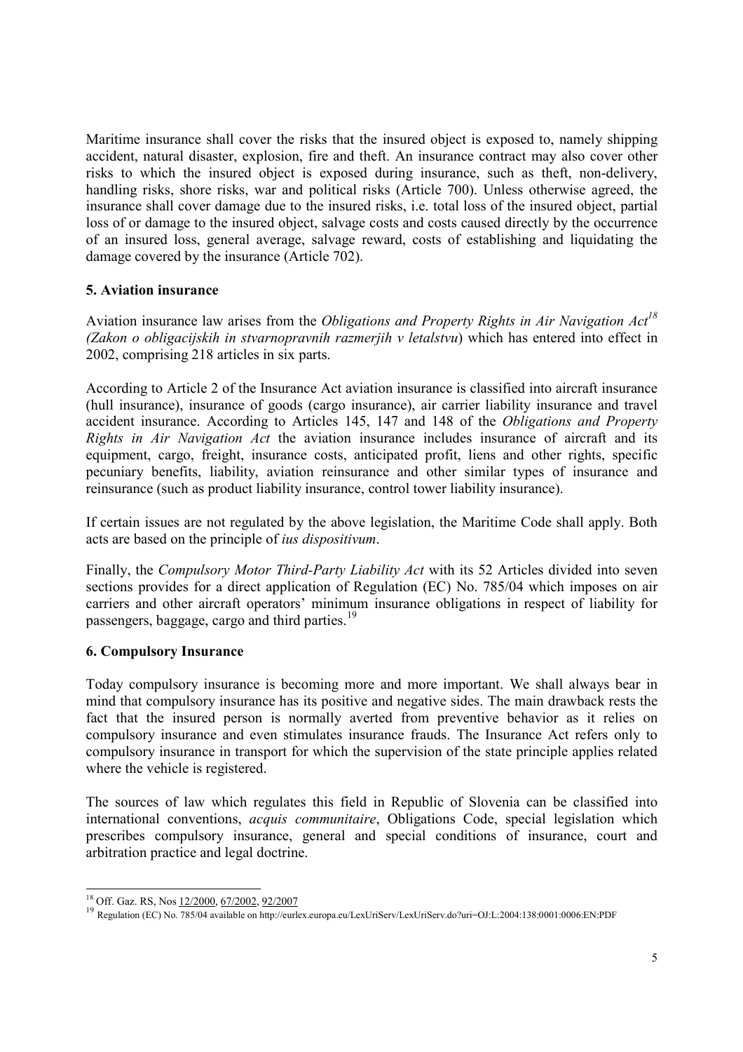Maritime insurance shall cover the risks that the insured object is exposed to, namely shipping accident, natural disaster, explosion, fire and theft. An insurance contract may also cover other risks to which the insured object is exposed during insurance, such as theft, non-delivery, handling risks, shore risks, war and political risks (Article 700). Unless otherwise agreed, the insurance shall cover damage due to the insured risks, i.e. total loss of the insured object, partial loss of or damage to the insured object, salvage costs and costs caused directly by the occurrence of an insured loss, general average, salvage reward, costs of establishing and liquidating the damage covered by the insurance (Article 702).

## 5. Aviation insurance

Aviation insurance law arises from the *Obligations and Property Rights in Air Navigation Act*[18] *(Zakon o obligacijskih in stvarnopravnih razmerjih v letalstvu*) which has entered into effect in 2002, comprising 218 articles in six parts.

According to Article 2 of the Insurance Act aviation insurance is classified into aircraft insurance (hull insurance), insurance of goods (cargo insurance), air carrier liability insurance and travel accident insurance. According to Articles 145, 147 and 148 of the *Obligations and Property Rights in Air Navigation Act* the aviation insurance includes insurance of aircraft and its equipment, cargo, freight, insurance costs, anticipated profit, liens and other rights, specific pecuniary benefits, liability, aviation reinsurance and other similar types of insurance and reinsurance (such as product liability insurance, control tower liability insurance).

If certain issues are not regulated by the above legislation, the Maritime Code shall apply. Both acts are based on the principle of *ius dispositivum*.

Finally, the *Compulsory Motor Third-Party Liability Act* with its 52 Articles divided into seven sections provides for a direct application of Regulation (EC) No. 785/04 which imposes on air carriers and other aircraft operators' minimum insurance obligations in respect of liability for passengers, baggage, cargo and third parties.[19]

## 6. Compulsory Insurance

Today compulsory insurance is becoming more and more important. We shall always bear in mind that compulsory insurance has its positive and negative sides. The main drawback rests the fact that the insured person is normally averted from preventive behavior as it relies on compulsory insurance and even stimulates insurance frauds. The Insurance Act refers only to compulsory insurance in transport for which the supervision of the state principle applies related where the vehicle is registered.

The sources of law which regulates this field in Republic of Slovenia can be classified into international conventions, *acquis communitaire*, Obligations Code, special legislation which prescribes compulsory insurance, general and special conditions of insurance, court and arbitration practice and legal doctrine.

---

[18] Off. Gaz. RS, Nos 12/2000, 67/2002, 92/2007

[19] Regulation (EC) No. 785/04 available on http://eurlex.europa.eu/LexUriServ/LexUriServ.do?uri=OJ:L:2004:138:0001:0006:EN:PDF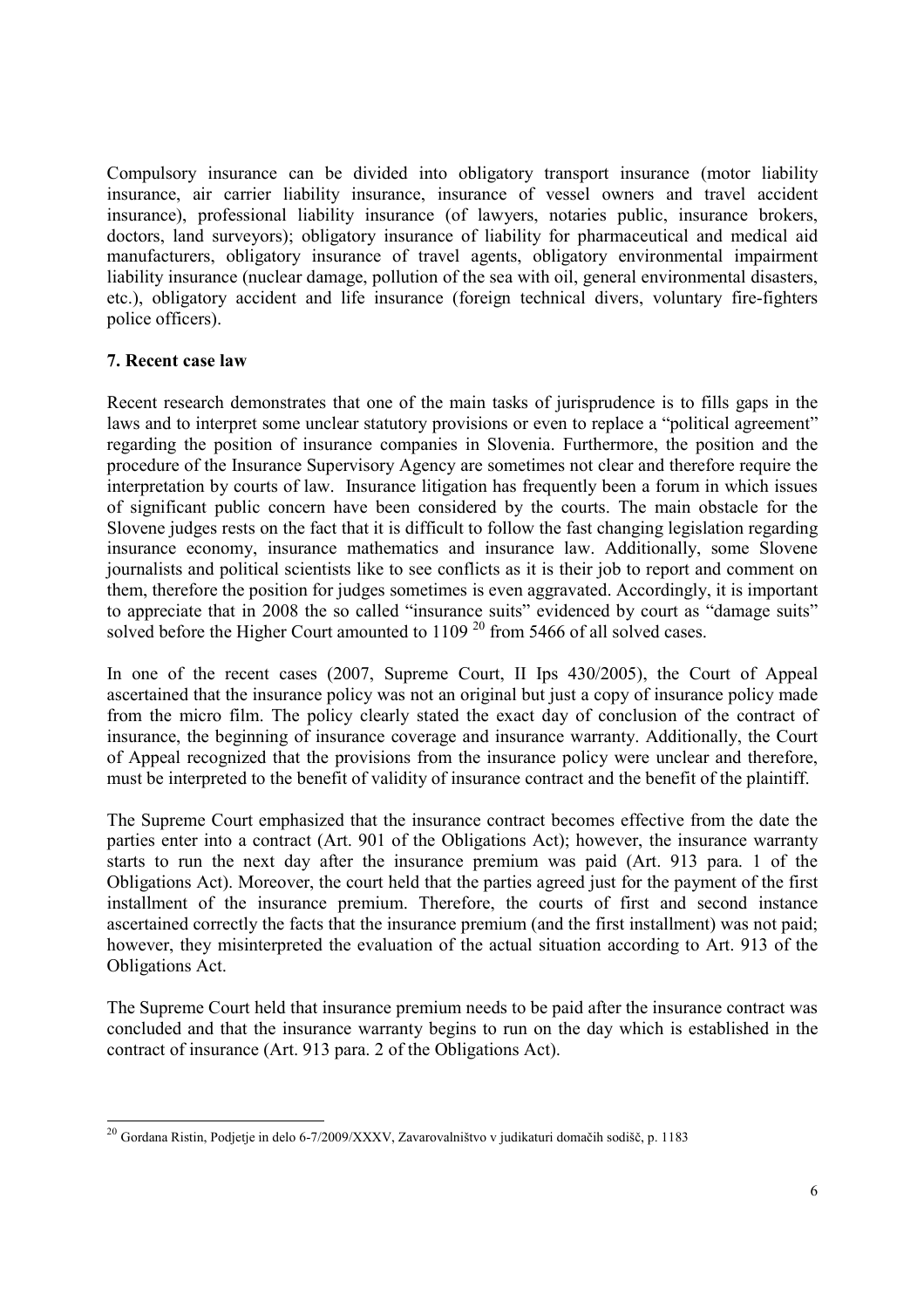Compulsory insurance can be divided into obligatory transport insurance (motor liability insurance, air carrier liability insurance, insurance of vessel owners and travel accident insurance), professional liability insurance (of lawyers, notaries public, insurance brokers, doctors, land surveyors); obligatory insurance of liability for pharmaceutical and medical aid manufacturers, obligatory insurance of travel agents, obligatory environmental impairment liability insurance (nuclear damage, pollution of the sea with oil, general environmental disasters, etc.), obligatory accident and life insurance (foreign technical divers, voluntary fire-fighters police officers).

## 7. Recent case law

Recent research demonstrates that one of the main tasks of jurisprudence is to fills gaps in the laws and to interpret some unclear statutory provisions or even to replace a "political agreement" regarding the position of insurance companies in Slovenia. Furthermore, the position and the procedure of the Insurance Supervisory Agency are sometimes not clear and therefore require the interpretation by courts of law. Insurance litigation has frequently been a forum in which issues of significant public concern have been considered by the courts. The main obstacle for the Slovene judges rests on the fact that it is difficult to follow the fast changing legislation regarding insurance economy, insurance mathematics and insurance law. Additionally, some Slovene journalists and political scientists like to see conflicts as it is their job to report and comment on them, therefore the position for judges sometimes is even aggravated. Accordingly, it is important to appreciate that in 2008 the so called "insurance suits" evidenced by court as "damage suits" solved before the Higher Court amounted to 1109 [20] from 5466 of all solved cases.

In one of the recent cases (2007, Supreme Court, II Ips 430/2005), the Court of Appeal ascertained that the insurance policy was not an original but just a copy of insurance policy made from the micro film. The policy clearly stated the exact day of conclusion of the contract of insurance, the beginning of insurance coverage and insurance warranty. Additionally, the Court of Appeal recognized that the provisions from the insurance policy were unclear and therefore, must be interpreted to the benefit of validity of insurance contract and the benefit of the plaintiff.

The Supreme Court emphasized that the insurance contract becomes effective from the date the parties enter into a contract (Art. 901 of the Obligations Act); however, the insurance warranty starts to run the next day after the insurance premium was paid (Art. 913 para. 1 of the Obligations Act). Moreover, the court held that the parties agreed just for the payment of the first installment of the insurance premium. Therefore, the courts of first and second instance ascertained correctly the facts that the insurance premium (and the first installment) was not paid; however, they misinterpreted the evaluation of the actual situation according to Art. 913 of the Obligations Act.

The Supreme Court held that insurance premium needs to be paid after the insurance contract was concluded and that the insurance warranty begins to run on the day which is established in the contract of insurance (Art. 913 para. 2 of the Obligations Act).

---

[20] Gordana Ristin, Podjetje in delo 6-7/2009/XXXV, Zavarovalništvo v judikaturi domačih sodišč, p. 1183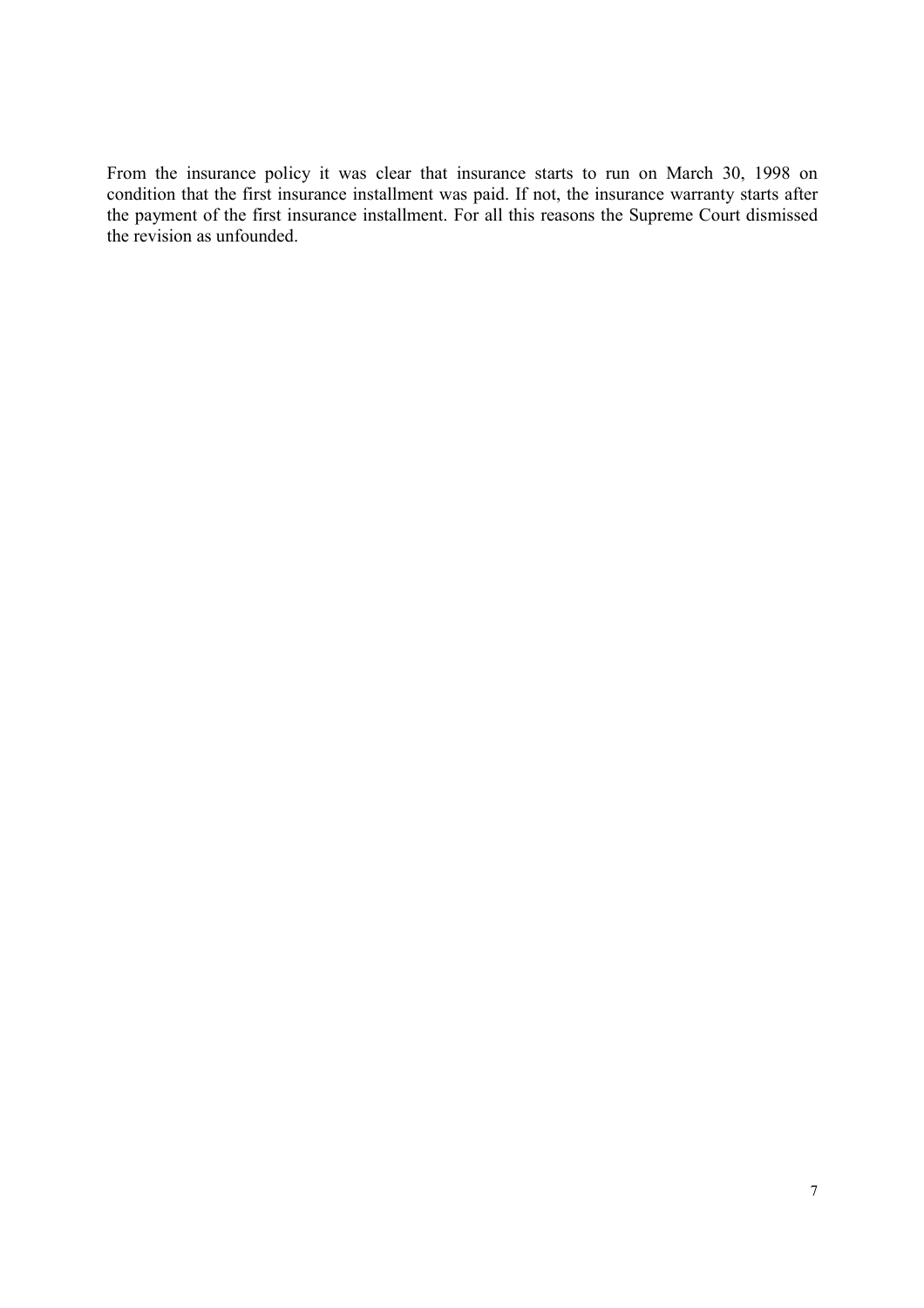From the insurance policy it was clear that insurance starts to run on March 30, 1998 on condition that the first insurance installment was paid. If not, the insurance warranty starts after the payment of the first insurance installment. For all this reasons the Supreme Court dismissed the revision as unfounded.